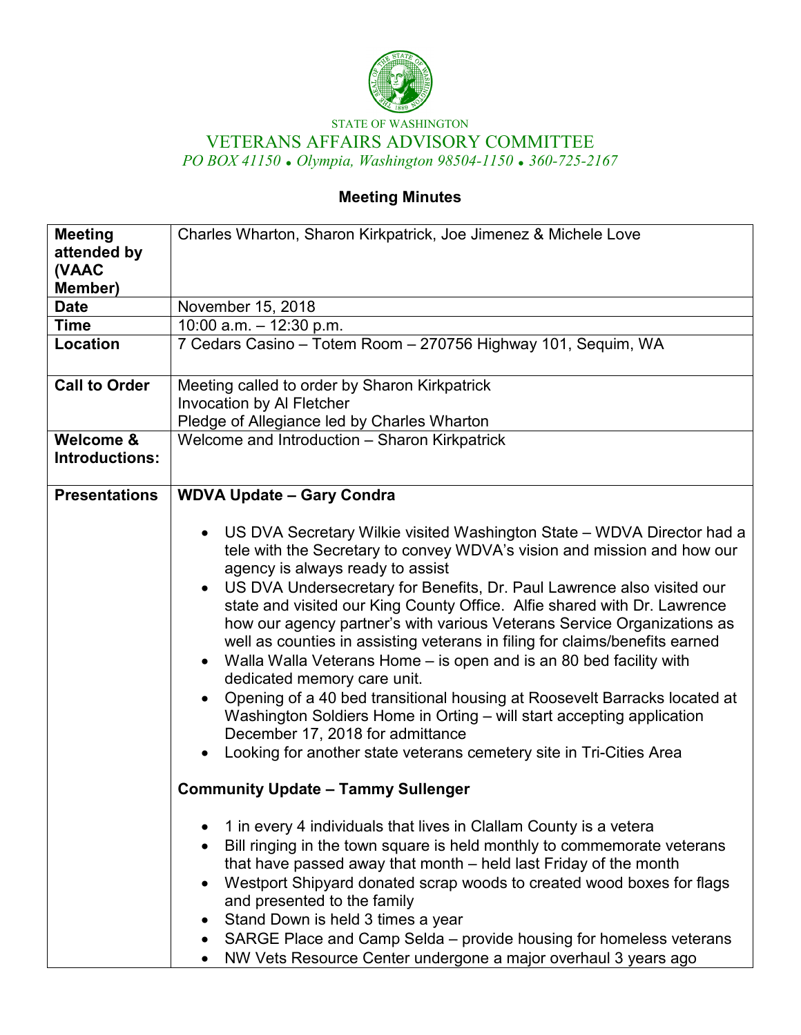STATE OF WASHINGTON

# VETERANS AFFAIRS ADVISORY COMMITTEE

*PO BOX 41150 • Olympia, Washington 98504-1150 • 360-725-2167*

## Meeting Minutes

| | |
|---|---|
| **Meeting attended by (VAAC Member)** | Charles Wharton, Sharon Kirkpatrick, Joe Jimenez & Michele Love |
| **Date** | November 15, 2018 |
| **Time** | 10:00 a.m. – 12:30 p.m. |
| **Location** | 7 Cedars Casino – Totem Room – 270756 Highway 101, Sequim, WA |
| **Call to Order** | Meeting called to order by Sharon Kirkpatrick<br>Invocation by Al Fletcher<br>Pledge of Allegiance led by Charles Wharton |
| **Welcome & Introductions:** | Welcome and Introduction – Sharon Kirkpatrick |
| **Presentations** | **WDVA Update – Gary Condra**<br><br>• US DVA Secretary Wilkie visited Washington State – WDVA Director had a tele with the Secretary to convey WDVA's vision and mission and how our agency is always ready to assist<br>• US DVA Undersecretary for Benefits, Dr. Paul Lawrence also visited our state and visited our King County Office. Alfie shared with Dr. Lawrence how our agency partner's with various Veterans Service Organizations as well as counties in assisting veterans in filing for claims/benefits earned<br>• Walla Walla Veterans Home – is open and is an 80 bed facility with dedicated memory care unit.<br>• Opening of a 40 bed transitional housing at Roosevelt Barracks located at Washington Soldiers Home in Orting – will start accepting application December 17, 2018 for admittance<br>• Looking for another state veterans cemetery site in Tri-Cities Area<br><br>**Community Update – Tammy Sullenger**<br><br>• 1 in every 4 individuals that lives in Clallam County is a vetera<br>• Bill ringing in the town square is held monthly to commemorate veterans that have passed away that month – held last Friday of the month<br>• Westport Shipyard donated scrap woods to created wood boxes for flags and presented to the family<br>• Stand Down is held 3 times a year<br>• SARGE Place and Camp Selda – provide housing for homeless veterans<br>• NW Vets Resource Center undergone a major overhaul 3 years ago |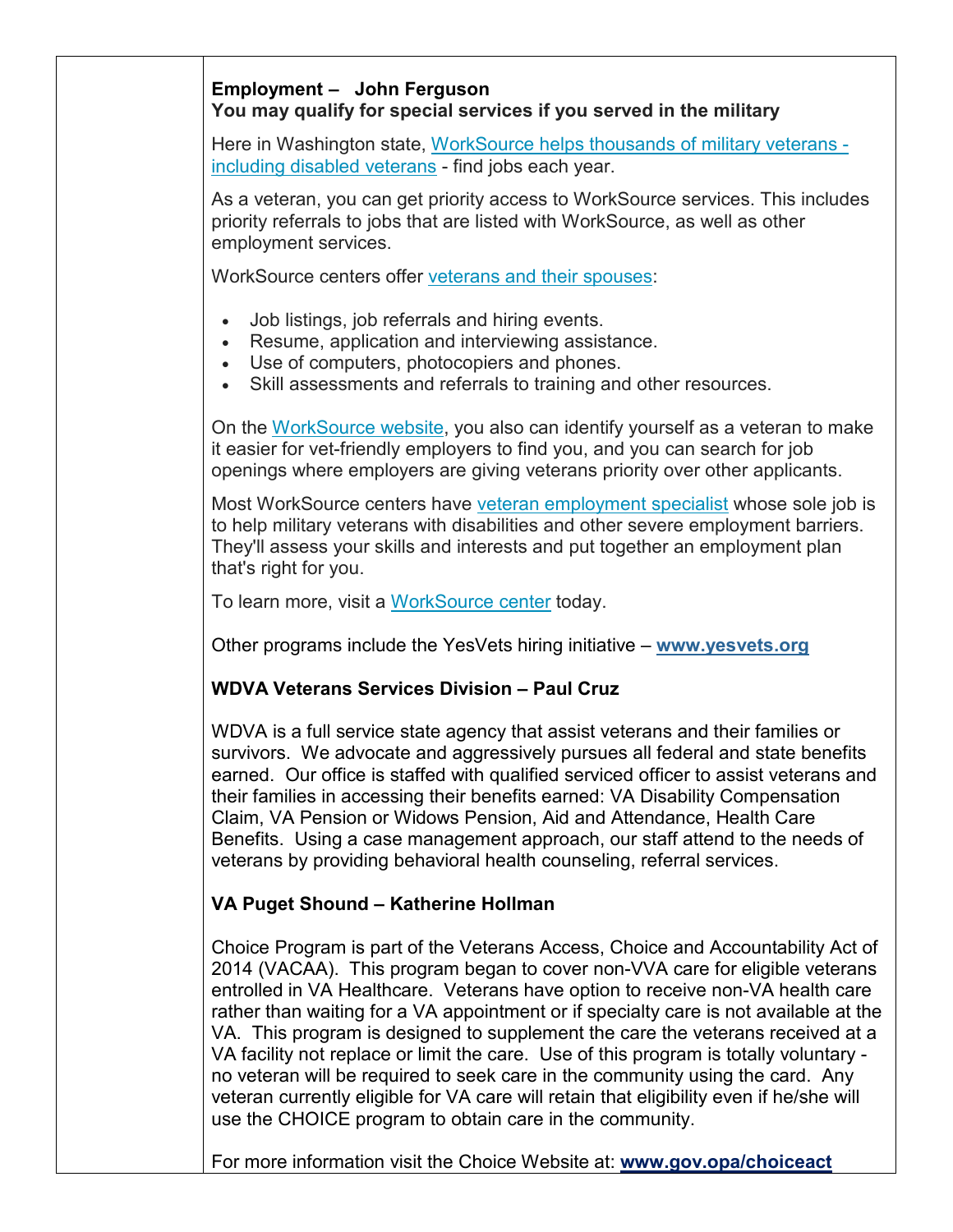**Employment – John Ferguson**
**You may qualify for special services if you served in the military**

Here in Washington state, WorkSource helps thousands of military veterans - including disabled veterans - find jobs each year.

As a veteran, you can get priority access to WorkSource services. This includes priority referrals to jobs that are listed with WorkSource, as well as other employment services.

WorkSource centers offer veterans and their spouses:

- Job listings, job referrals and hiring events.
- Resume, application and interviewing assistance.
- Use of computers, photocopiers and phones.
- Skill assessments and referrals to training and other resources.

On the WorkSource website, you also can identify yourself as a veteran to make it easier for vet-friendly employers to find you, and you can search for job openings where employers are giving veterans priority over other applicants.

Most WorkSource centers have veteran employment specialist whose sole job is to help military veterans with disabilities and other severe employment barriers. They'll assess your skills and interests and put together an employment plan that's right for you.

To learn more, visit a WorkSource center today.

Other programs include the YesVets hiring initiative – **www.yesvets.org**

**WDVA Veterans Services Division – Paul Cruz**

WDVA is a full service state agency that assist veterans and their families or survivors. We advocate and aggressively pursues all federal and state benefits earned. Our office is staffed with qualified serviced officer to assist veterans and their families in accessing their benefits earned: VA Disability Compensation Claim, VA Pension or Widows Pension, Aid and Attendance, Health Care Benefits. Using a case management approach, our staff attend to the needs of veterans by providing behavioral health counseling, referral services.

**VA Puget Shound – Katherine Hollman**

Choice Program is part of the Veterans Access, Choice and Accountability Act of 2014 (VACAA). This program began to cover non-VVA care for eligible veterans entrolled in VA Healthcare. Veterans have option to receive non-VA health care rather than waiting for a VA appointment or if specialty care is not available at the VA. This program is designed to supplement the care the veterans received at a VA facility not replace or limit the care. Use of this program is totally voluntary - no veteran will be required to seek care in the community using the card. Any veteran currently eligible for VA care will retain that eligibility even if he/she will use the CHOICE program to obtain care in the community.

For more information visit the Choice Website at: **www.gov.opa/choiceact**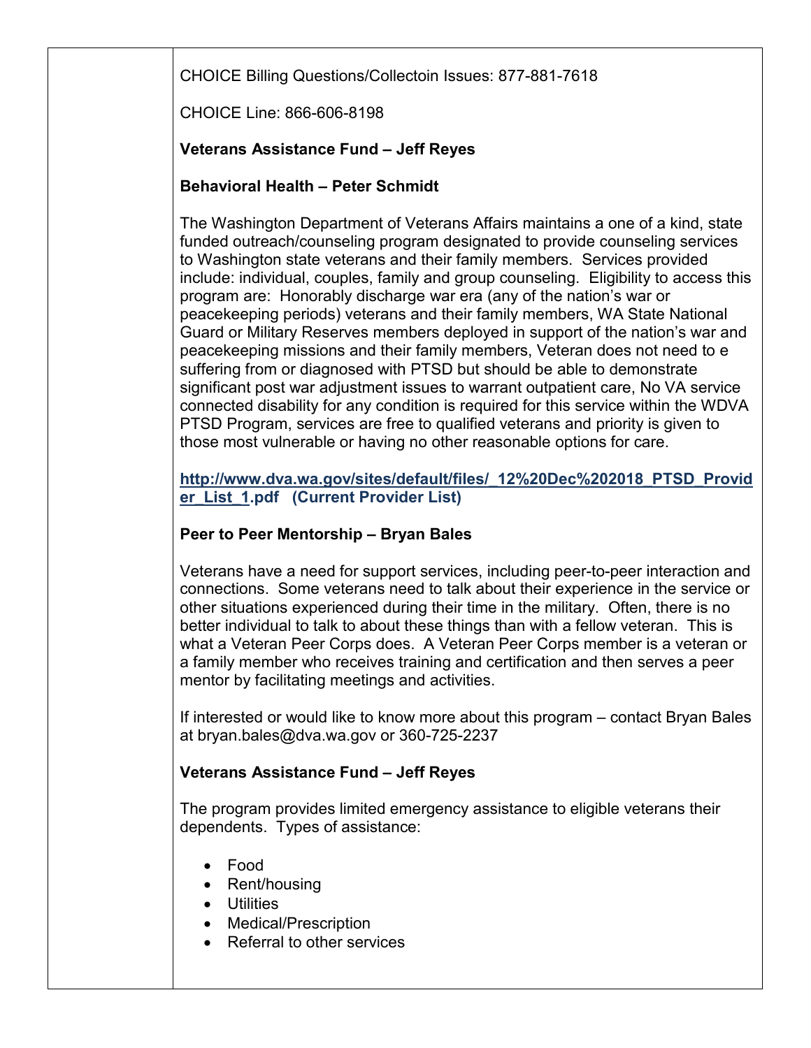CHOICE Billing Questions/Collectoin Issues: 877-881-7618

CHOICE Line: 866-606-8198

**Veterans Assistance Fund – Jeff Reyes**

**Behavioral Health – Peter Schmidt**

The Washington Department of Veterans Affairs maintains a one of a kind, state funded outreach/counseling program designated to provide counseling services to Washington state veterans and their family members. Services provided include: individual, couples, family and group counseling. Eligibility to access this program are: Honorably discharge war era (any of the nation's war or peacekeeping periods) veterans and their family members, WA State National Guard or Military Reserves members deployed in support of the nation's war and peacekeeping missions and their family members, Veteran does not need to e suffering from or diagnosed with PTSD but should be able to demonstrate significant post war adjustment issues to warrant outpatient care, No VA service connected disability for any condition is required for this service within the WDVA PTSD Program, services are free to qualified veterans and priority is given to those most vulnerable or having no other reasonable options for care.

**[http://www.dva.wa.gov/sites/default/files/_12%20Dec%202018_PTSD_Provider_List_1](http://www.dva.wa.gov/sites/default/files/_12%20Dec%202018_PTSD_Provider_List_1.pdf).pdf (Current Provider List)**

**Peer to Peer Mentorship – Bryan Bales**

Veterans have a need for support services, including peer-to-peer interaction and connections. Some veterans need to talk about their experience in the service or other situations experienced during their time in the military. Often, there is no better individual to talk to about these things than with a fellow veteran. This is what a Veteran Peer Corps does. A Veteran Peer Corps member is a veteran or a family member who receives training and certification and then serves a peer mentor by facilitating meetings and activities.

If interested or would like to know more about this program – contact Bryan Bales at bryan.bales@dva.wa.gov or 360-725-2237

**Veterans Assistance Fund – Jeff Reyes**

The program provides limited emergency assistance to eligible veterans their dependents. Types of assistance:

- Food
- Rent/housing
- Utilities
- Medical/Prescription
- Referral to other services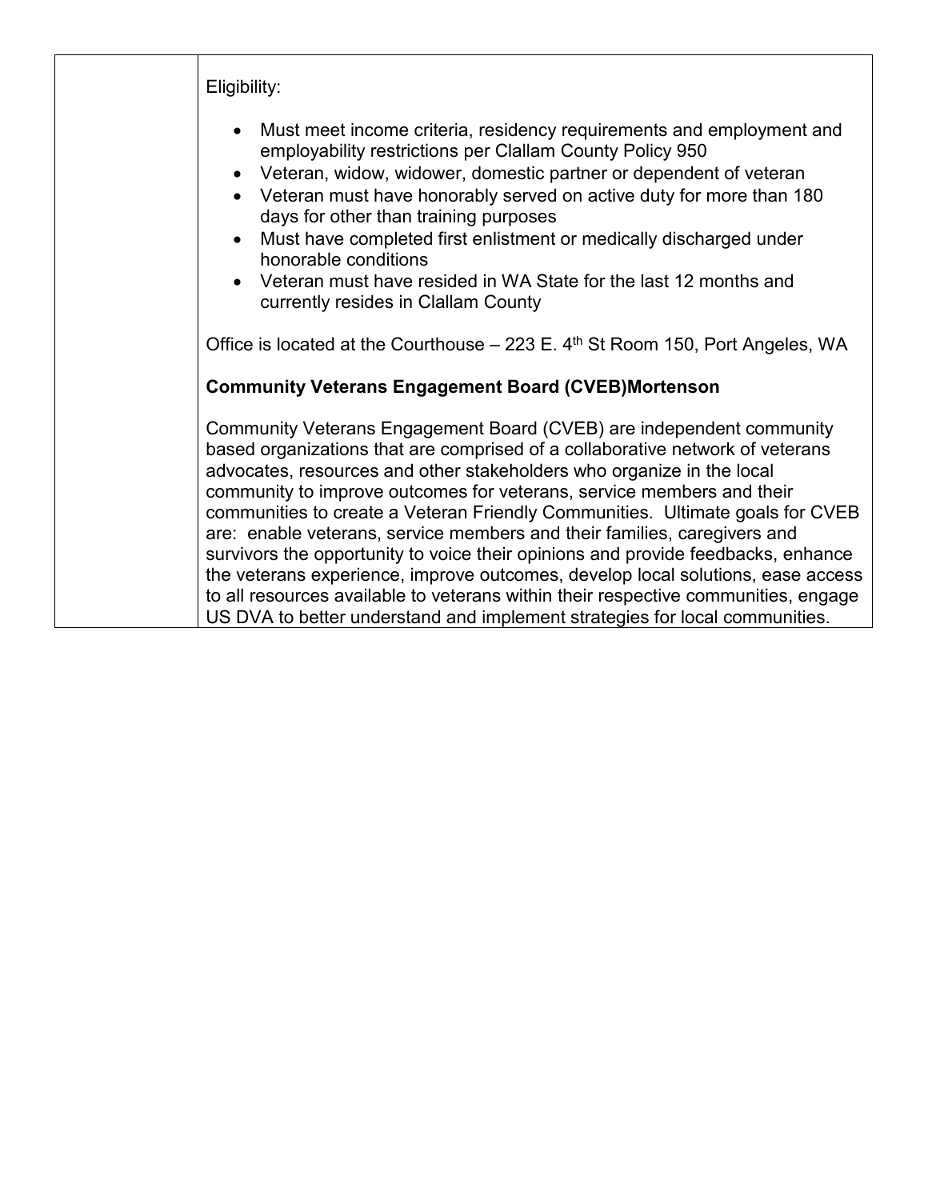| | |
|---|---|
| | Eligibility:<br><br>• Must meet income criteria, residency requirements and employment and employability restrictions per Clallam County Policy 950<br>• Veteran, widow, widower, domestic partner or dependent of veteran<br>• Veteran must have honorably served on active duty for more than 180 days for other than training purposes<br>• Must have completed first enlistment or medically discharged under honorable conditions<br>• Veteran must have resided in WA State for the last 12 months and currently resides in Clallam County<br><br>Office is located at the Courthouse – 223 E. 4th St Room 150, Port Angeles, WA<br><br>**Community Veterans Engagement Board (CVEB)Mortenson**<br><br>Community Veterans Engagement Board (CVEB) are independent community based organizations that are comprised of a collaborative network of veterans advocates, resources and other stakeholders who organize in the local community to improve outcomes for veterans, service members and their communities to create a Veteran Friendly Communities. Ultimate goals for CVEB are: enable veterans, service members and their families, caregivers and survivors the opportunity to voice their opinions and provide feedbacks, enhance the veterans experience, improve outcomes, develop local solutions, ease access to all resources available to veterans within their respective communities, engage US DVA to better understand and implement strategies for local communities. |